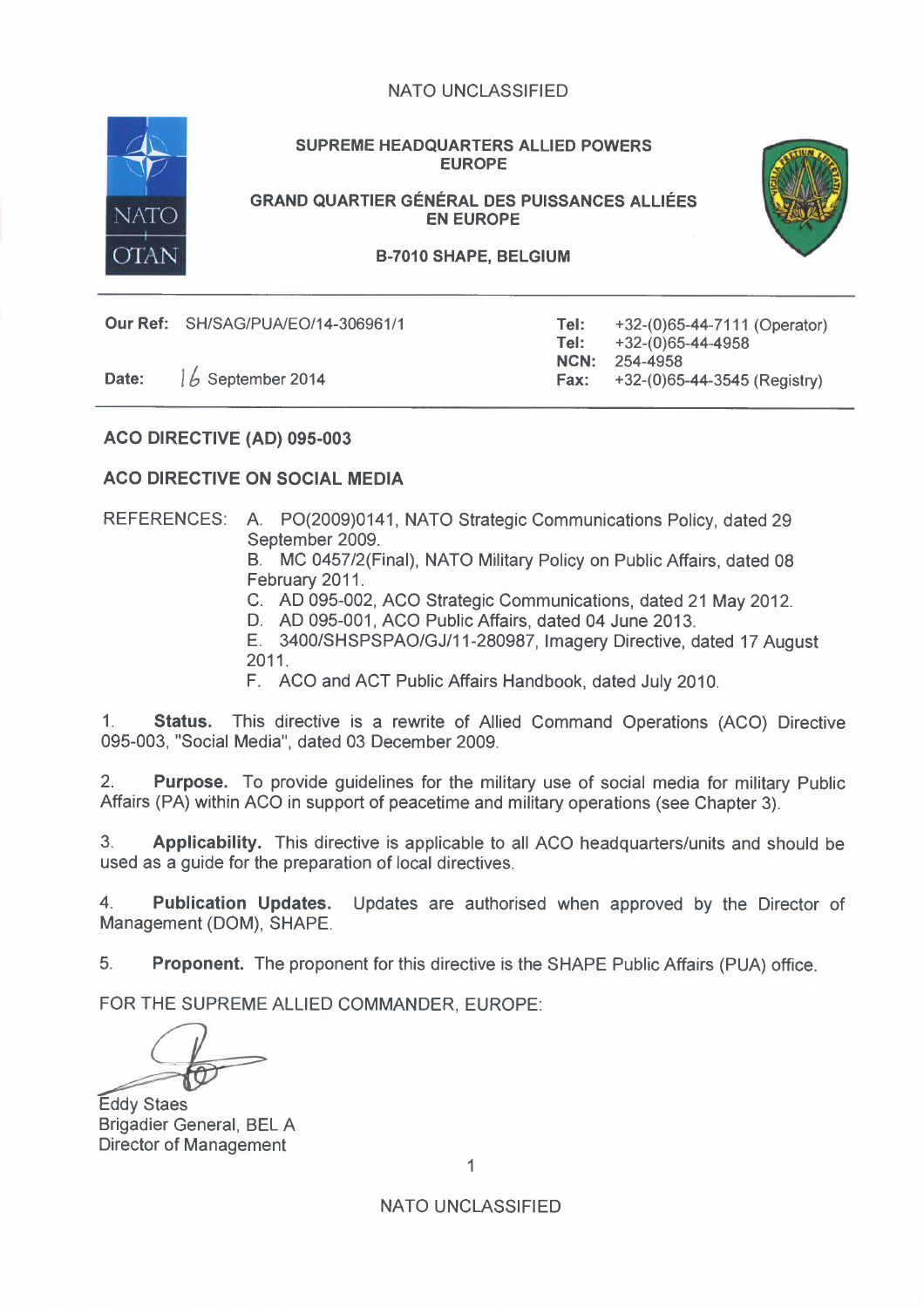NATO UNCLASSIFIED

**SUPREME HEADQUARTERS ALLIED POWERS EUROPE**

**GRAND QUARTIER GÉNÉRAL DES PUISSANCES ALLIÉES EN EUROPE**

**B-7010 SHAPE, BELGIUM**

**Our Ref:** SH/SAG/PUA/EO/14-306961/1

**Date:** 16 September 2014

**Tel:** +32-(0)65-44-7111 (Operator)
**Tel:** +32-(0)65-44-4958
**NCN:** 254-4958
**Fax:** +32-(0)65-44-3545 (Registry)

## ACO DIRECTIVE (AD) 095-003

## ACO DIRECTIVE ON SOCIAL MEDIA

REFERENCES:
A. PO(2009)0141, NATO Strategic Communications Policy, dated 29 September 2009.
B. MC 0457/2(Final), NATO Military Policy on Public Affairs, dated 08 February 2011.
C. AD 095-002, ACO Strategic Communications, dated 21 May 2012.
D. AD 095-001, ACO Public Affairs, dated 04 June 2013.
E. 3400/SHSPSPAO/GJ/11-280987, Imagery Directive, dated 17 August 2011.
F. ACO and ACT Public Affairs Handbook, dated July 2010.

1. **Status.** This directive is a rewrite of Allied Command Operations (ACO) Directive 095-003, "Social Media", dated 03 December 2009.

2. **Purpose.** To provide guidelines for the military use of social media for military Public Affairs (PA) within ACO in support of peacetime and military operations (see Chapter 3).

3. **Applicability.** This directive is applicable to all ACO headquarters/units and should be used as a guide for the preparation of local directives.

4. **Publication Updates.** Updates are authorised when approved by the Director of Management (DOM), SHAPE.

5. **Proponent.** The proponent for this directive is the SHAPE Public Affairs (PUA) office.

FOR THE SUPREME ALLIED COMMANDER, EUROPE:

Eddy Staes
Brigadier General, BEL A
Director of Management

NATO UNCLASSIFIED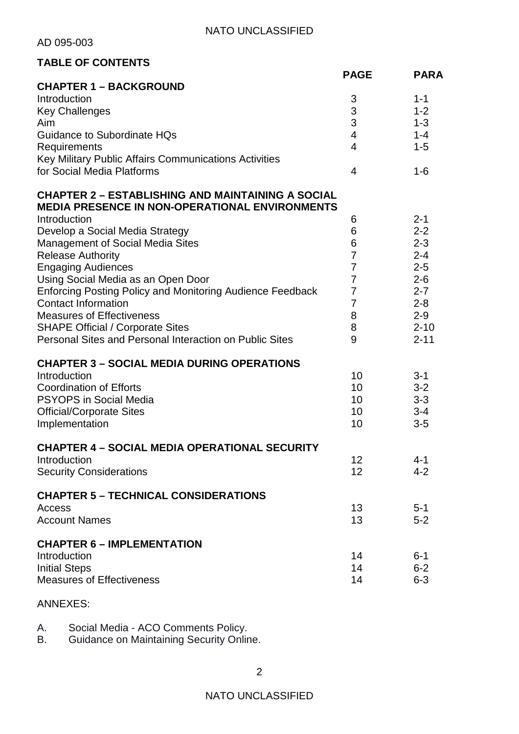## TABLE OF CONTENTS

| | PAGE | PARA |
|---|---|---|
| **CHAPTER 1 – BACKGROUND** | | |
| Introduction | 3 | 1-1 |
| Key Challenges | 3 | 1-2 |
| Aim | 3 | 1-3 |
| Guidance to Subordinate HQs | 4 | 1-4 |
| Requirements | 4 | 1-5 |
| Key Military Public Affairs Communications Activities for Social Media Platforms | 4 | 1-6 |
| **CHAPTER 2 – ESTABLISHING AND MAINTAINING A SOCIAL MEDIA PRESENCE IN NON-OPERATIONAL ENVIRONMENTS** | | |
| Introduction | 6 | 2-1 |
| Develop a Social Media Strategy | 6 | 2-2 |
| Management of Social Media Sites | 6 | 2-3 |
| Release Authority | 7 | 2-4 |
| Engaging Audiences | 7 | 2-5 |
| Using Social Media as an Open Door | 7 | 2-6 |
| Enforcing Posting Policy and Monitoring Audience Feedback | 7 | 2-7 |
| Contact Information | 7 | 2-8 |
| Measures of Effectiveness | 8 | 2-9 |
| SHAPE Official / Corporate Sites | 8 | 2-10 |
| Personal Sites and Personal Interaction on Public Sites | 9 | 2-11 |
| **CHAPTER 3 – SOCIAL MEDIA DURING OPERATIONS** | | |
| Introduction | 10 | 3-1 |
| Coordination of Efforts | 10 | 3-2 |
| PSYOPS in Social Media | 10 | 3-3 |
| Official/Corporate Sites | 10 | 3-4 |
| Implementation | 10 | 3-5 |
| **CHAPTER 4 – SOCIAL MEDIA OPERATIONAL SECURITY** | | |
| Introduction | 12 | 4-1 |
| Security Considerations | 12 | 4-2 |
| **CHAPTER 5 – TECHNICAL CONSIDERATIONS** | | |
| Access | 13 | 5-1 |
| Account Names | 13 | 5-2 |
| **CHAPTER 6 – IMPLEMENTATION** | | |
| Introduction | 14 | 6-1 |
| Initial Steps | 14 | 6-2 |
| Measures of Effectiveness | 14 | 6-3 |

ANNEXES:

A. Social Media - ACO Comments Policy.
B. Guidance on Maintaining Security Online.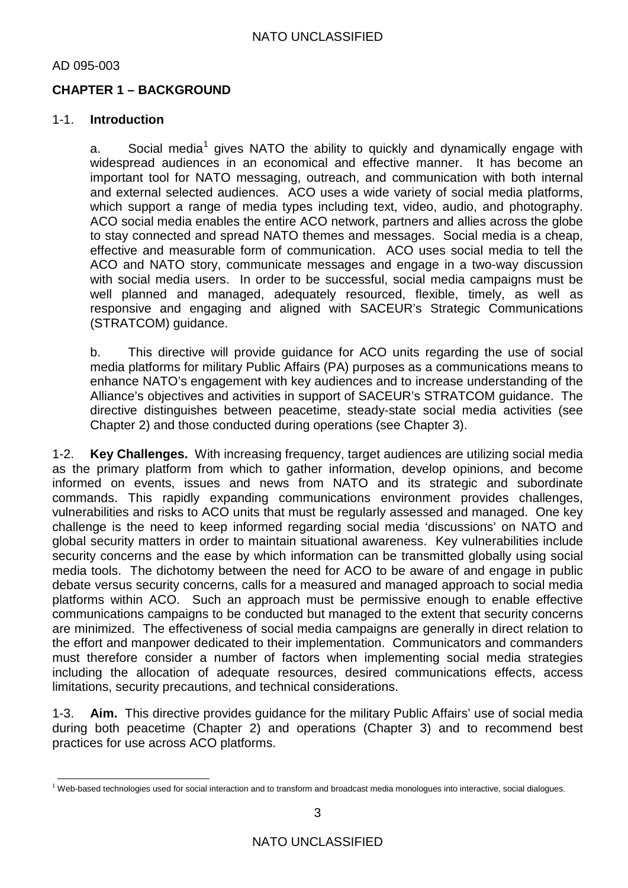## CHAPTER 1 – BACKGROUND

### 1-1. Introduction

a. Social media[1] gives NATO the ability to quickly and dynamically engage with widespread audiences in an economical and effective manner. It has become an important tool for NATO messaging, outreach, and communication with both internal and external selected audiences. ACO uses a wide variety of social media platforms, which support a range of media types including text, video, audio, and photography. ACO social media enables the entire ACO network, partners and allies across the globe to stay connected and spread NATO themes and messages. Social media is a cheap, effective and measurable form of communication. ACO uses social media to tell the ACO and NATO story, communicate messages and engage in a two-way discussion with social media users. In order to be successful, social media campaigns must be well planned and managed, adequately resourced, flexible, timely, as well as responsive and engaging and aligned with SACEUR's Strategic Communications (STRATCOM) guidance.

b. This directive will provide guidance for ACO units regarding the use of social media platforms for military Public Affairs (PA) purposes as a communications means to enhance NATO's engagement with key audiences and to increase understanding of the Alliance's objectives and activities in support of SACEUR's STRATCOM guidance. The directive distinguishes between peacetime, steady-state social media activities (see Chapter 2) and those conducted during operations (see Chapter 3).

1-2. **Key Challenges.** With increasing frequency, target audiences are utilizing social media as the primary platform from which to gather information, develop opinions, and become informed on events, issues and news from NATO and its strategic and subordinate commands. This rapidly expanding communications environment provides challenges, vulnerabilities and risks to ACO units that must be regularly assessed and managed. One key challenge is the need to keep informed regarding social media 'discussions' on NATO and global security matters in order to maintain situational awareness. Key vulnerabilities include security concerns and the ease by which information can be transmitted globally using social media tools. The dichotomy between the need for ACO to be aware of and engage in public debate versus security concerns, calls for a measured and managed approach to social media platforms within ACO. Such an approach must be permissive enough to enable effective communications campaigns to be conducted but managed to the extent that security concerns are minimized. The effectiveness of social media campaigns are generally in direct relation to the effort and manpower dedicated to their implementation. Communicators and commanders must therefore consider a number of factors when implementing social media strategies including the allocation of adequate resources, desired communications effects, access limitations, security precautions, and technical considerations.

1-3. **Aim.** This directive provides guidance for the military Public Affairs' use of social media during both peacetime (Chapter 2) and operations (Chapter 3) and to recommend best practices for use across ACO platforms.

---

[1] Web-based technologies used for social interaction and to transform and broadcast media monologues into interactive, social dialogues.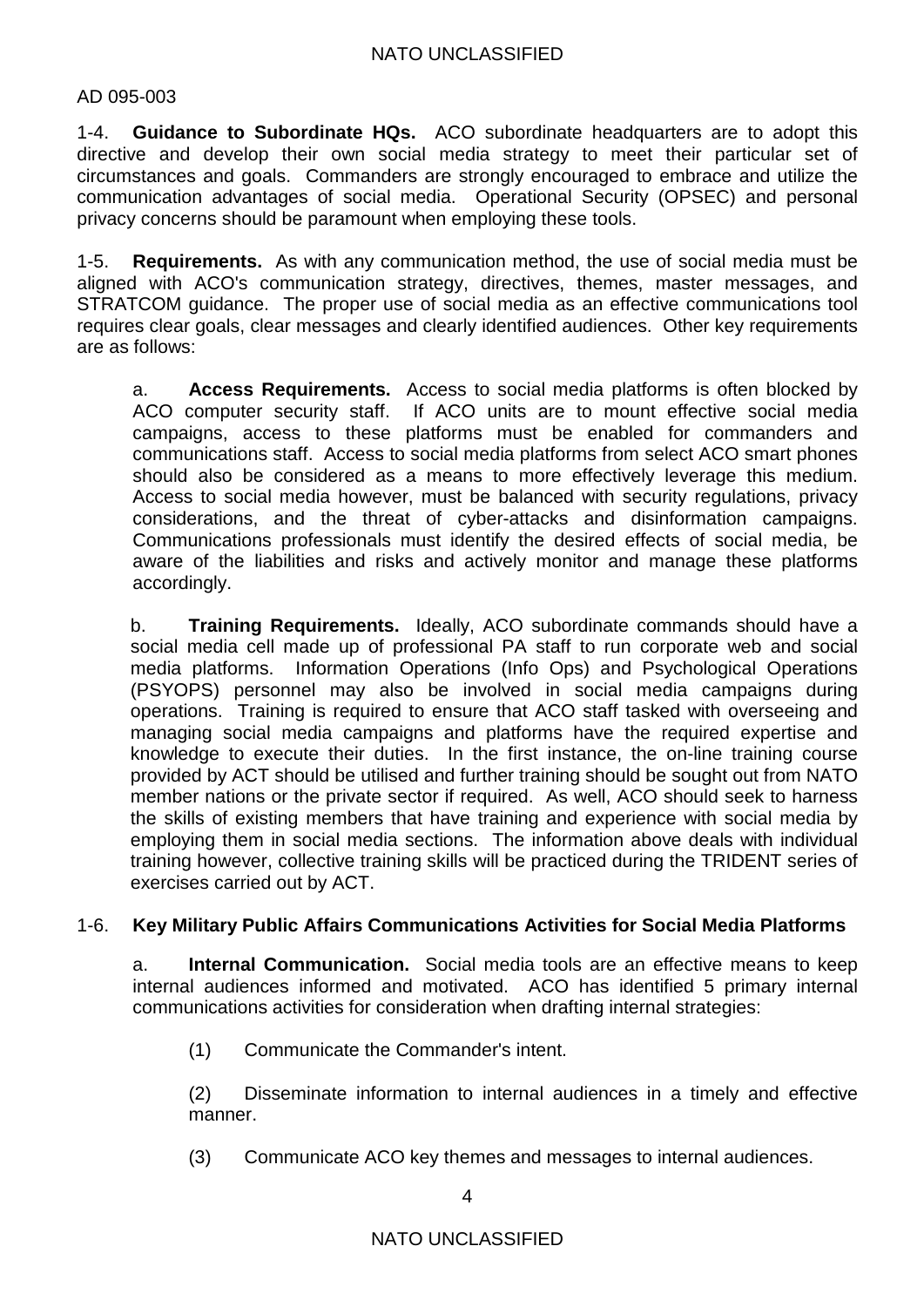1-4. **Guidance to Subordinate HQs.** ACO subordinate headquarters are to adopt this directive and develop their own social media strategy to meet their particular set of circumstances and goals. Commanders are strongly encouraged to embrace and utilize the communication advantages of social media. Operational Security (OPSEC) and personal privacy concerns should be paramount when employing these tools.

1-5. **Requirements.** As with any communication method, the use of social media must be aligned with ACO's communication strategy, directives, themes, master messages, and STRATCOM guidance. The proper use of social media as an effective communications tool requires clear goals, clear messages and clearly identified audiences. Other key requirements are as follows:

a. **Access Requirements.** Access to social media platforms is often blocked by ACO computer security staff. If ACO units are to mount effective social media campaigns, access to these platforms must be enabled for commanders and communications staff. Access to social media platforms from select ACO smart phones should also be considered as a means to more effectively leverage this medium. Access to social media however, must be balanced with security regulations, privacy considerations, and the threat of cyber-attacks and disinformation campaigns. Communications professionals must identify the desired effects of social media, be aware of the liabilities and risks and actively monitor and manage these platforms accordingly.

b. **Training Requirements.** Ideally, ACO subordinate commands should have a social media cell made up of professional PA staff to run corporate web and social media platforms. Information Operations (Info Ops) and Psychological Operations (PSYOPS) personnel may also be involved in social media campaigns during operations. Training is required to ensure that ACO staff tasked with overseeing and managing social media campaigns and platforms have the required expertise and knowledge to execute their duties. In the first instance, the on-line training course provided by ACT should be utilised and further training should be sought out from NATO member nations or the private sector if required. As well, ACO should seek to harness the skills of existing members that have training and experience with social media by employing them in social media sections. The information above deals with individual training however, collective training skills will be practiced during the TRIDENT series of exercises carried out by ACT.

1-6. **Key Military Public Affairs Communications Activities for Social Media Platforms**

a. **Internal Communication.** Social media tools are an effective means to keep internal audiences informed and motivated. ACO has identified 5 primary internal communications activities for consideration when drafting internal strategies:

(1) Communicate the Commander's intent.

(2) Disseminate information to internal audiences in a timely and effective manner.

(3) Communicate ACO key themes and messages to internal audiences.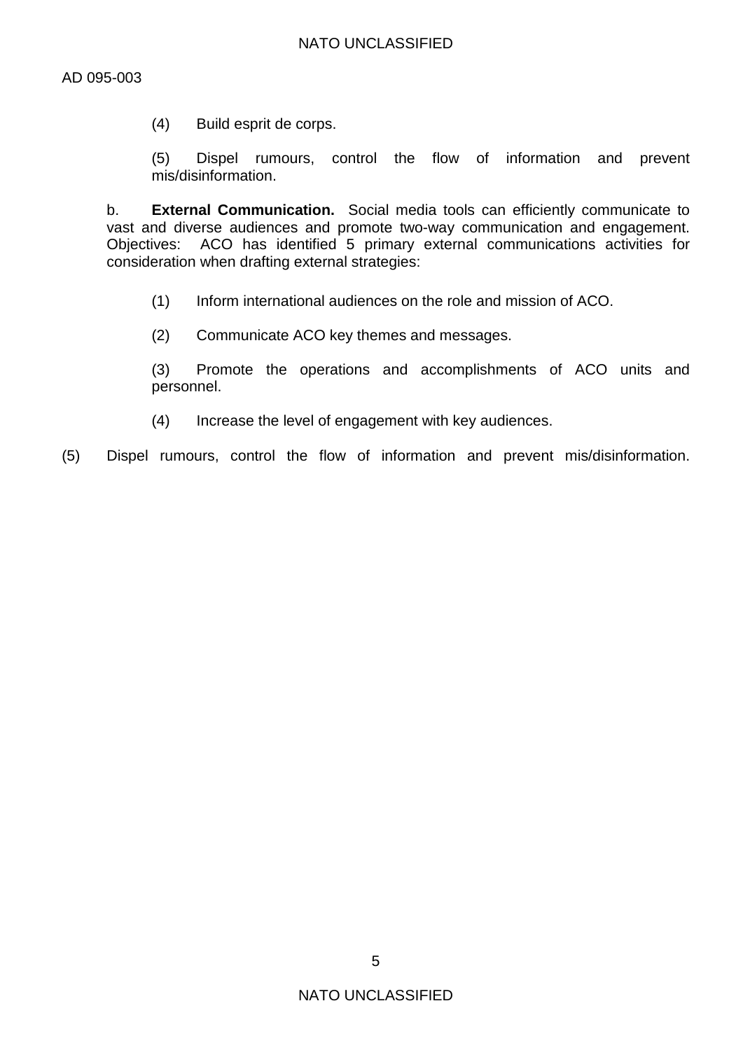(4) Build esprit de corps.

(5) Dispel rumours, control the flow of information and prevent mis/disinformation.

b. **External Communication.** Social media tools can efficiently communicate to vast and diverse audiences and promote two-way communication and engagement. Objectives: ACO has identified 5 primary external communications activities for consideration when drafting external strategies:

(1) Inform international audiences on the role and mission of ACO.

(2) Communicate ACO key themes and messages.

(3) Promote the operations and accomplishments of ACO units and personnel.

(4) Increase the level of engagement with key audiences.

(5) Dispel rumours, control the flow of information and prevent mis/disinformation.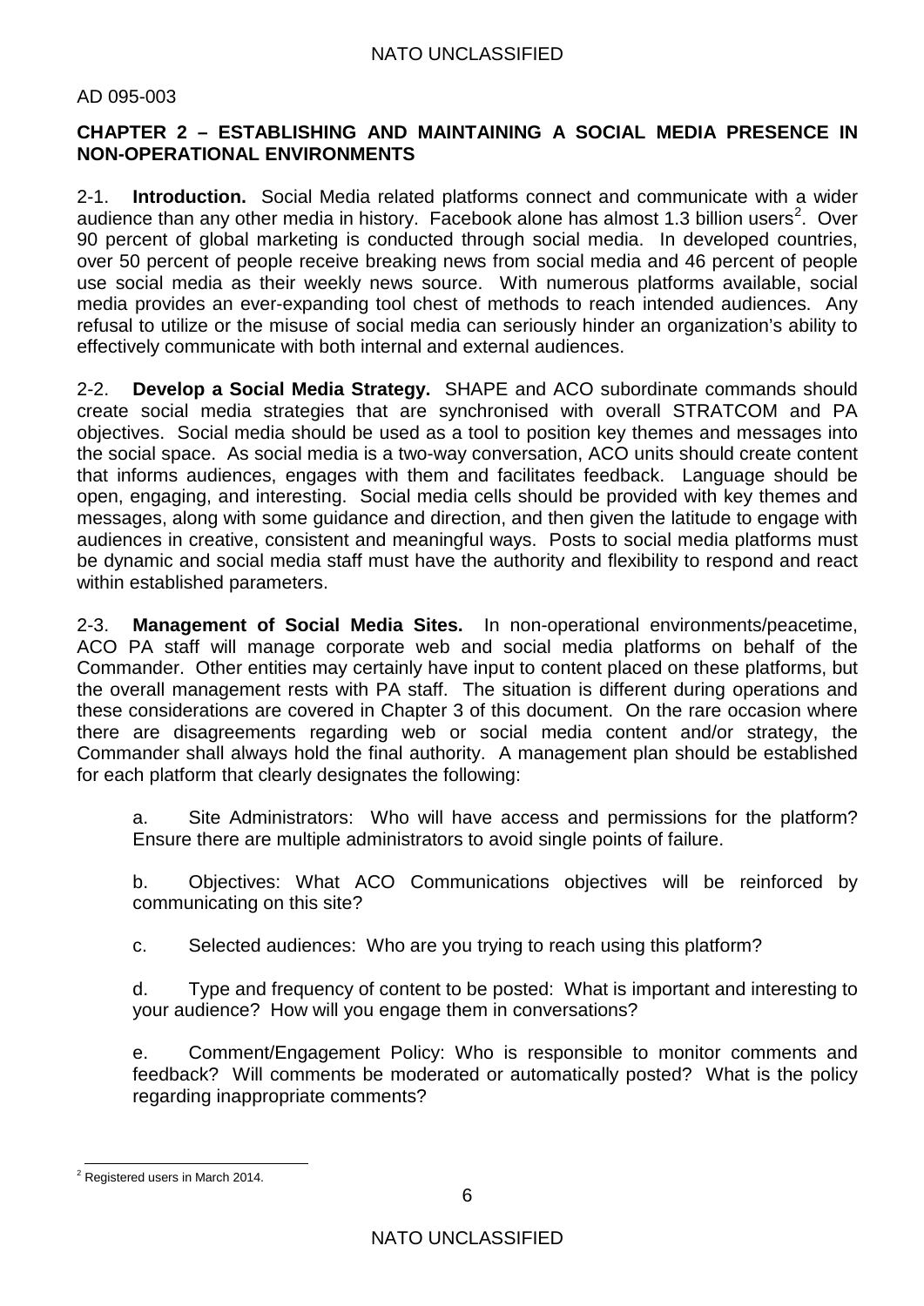## CHAPTER 2 – ESTABLISHING AND MAINTAINING A SOCIAL MEDIA PRESENCE IN NON-OPERATIONAL ENVIRONMENTS

2-1. **Introduction.** Social Media related platforms connect and communicate with a wider audience than any other media in history. Facebook alone has almost 1.3 billion users[2]. Over 90 percent of global marketing is conducted through social media. In developed countries, over 50 percent of people receive breaking news from social media and 46 percent of people use social media as their weekly news source. With numerous platforms available, social media provides an ever-expanding tool chest of methods to reach intended audiences. Any refusal to utilize or the misuse of social media can seriously hinder an organization's ability to effectively communicate with both internal and external audiences.

2-2. **Develop a Social Media Strategy.** SHAPE and ACO subordinate commands should create social media strategies that are synchronised with overall STRATCOM and PA objectives. Social media should be used as a tool to position key themes and messages into the social space. As social media is a two-way conversation, ACO units should create content that informs audiences, engages with them and facilitates feedback. Language should be open, engaging, and interesting. Social media cells should be provided with key themes and messages, along with some guidance and direction, and then given the latitude to engage with audiences in creative, consistent and meaningful ways. Posts to social media platforms must be dynamic and social media staff must have the authority and flexibility to respond and react within established parameters.

2-3. **Management of Social Media Sites.** In non-operational environments/peacetime, ACO PA staff will manage corporate web and social media platforms on behalf of the Commander. Other entities may certainly have input to content placed on these platforms, but the overall management rests with PA staff. The situation is different during operations and these considerations are covered in Chapter 3 of this document. On the rare occasion where there are disagreements regarding web or social media content and/or strategy, the Commander shall always hold the final authority. A management plan should be established for each platform that clearly designates the following:

a. Site Administrators: Who will have access and permissions for the platform? Ensure there are multiple administrators to avoid single points of failure.

b. Objectives: What ACO Communications objectives will be reinforced by communicating on this site?

c. Selected audiences: Who are you trying to reach using this platform?

d. Type and frequency of content to be posted: What is important and interesting to your audience? How will you engage them in conversations?

e. Comment/Engagement Policy: Who is responsible to monitor comments and feedback? Will comments be moderated or automatically posted? What is the policy regarding inappropriate comments?

---

[2] Registered users in March 2014.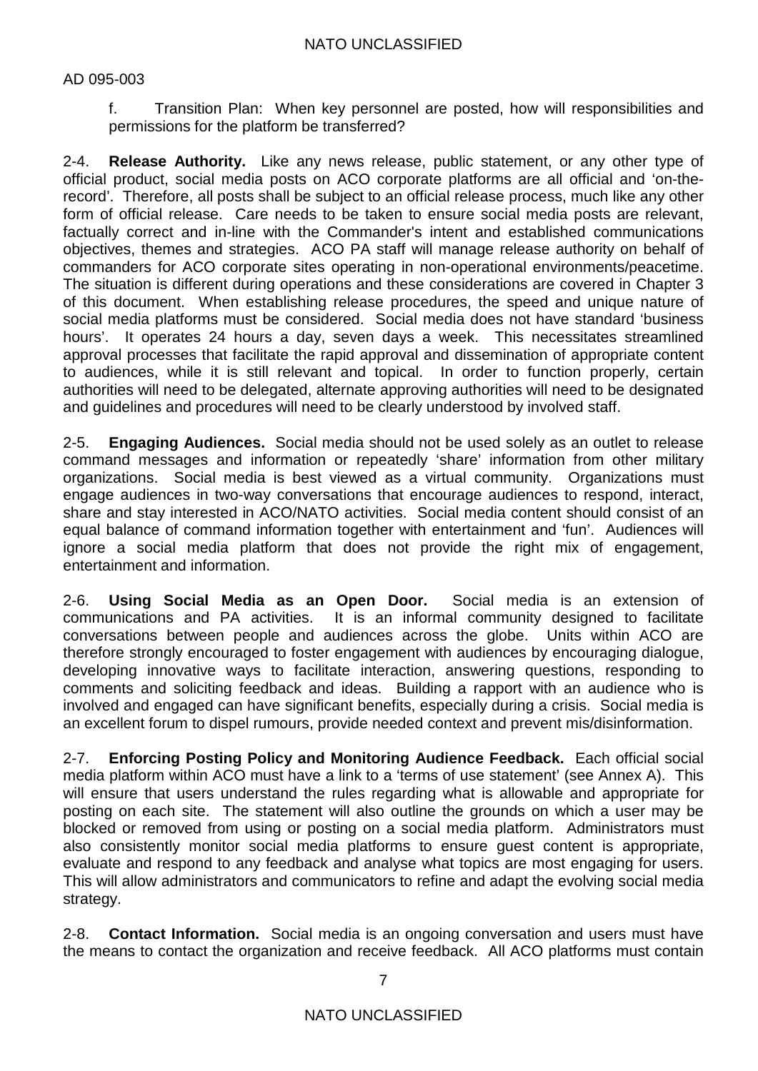f. Transition Plan: When key personnel are posted, how will responsibilities and permissions for the platform be transferred?

2-4. **Release Authority.** Like any news release, public statement, or any other type of official product, social media posts on ACO corporate platforms are all official and 'on-the-record'. Therefore, all posts shall be subject to an official release process, much like any other form of official release. Care needs to be taken to ensure social media posts are relevant, factually correct and in-line with the Commander's intent and established communications objectives, themes and strategies. ACO PA staff will manage release authority on behalf of commanders for ACO corporate sites operating in non-operational environments/peacetime. The situation is different during operations and these considerations are covered in Chapter 3 of this document. When establishing release procedures, the speed and unique nature of social media platforms must be considered. Social media does not have standard 'business hours'. It operates 24 hours a day, seven days a week. This necessitates streamlined approval processes that facilitate the rapid approval and dissemination of appropriate content to audiences, while it is still relevant and topical. In order to function properly, certain authorities will need to be delegated, alternate approving authorities will need to be designated and guidelines and procedures will need to be clearly understood by involved staff.

2-5. **Engaging Audiences.** Social media should not be used solely as an outlet to release command messages and information or repeatedly 'share' information from other military organizations. Social media is best viewed as a virtual community. Organizations must engage audiences in two-way conversations that encourage audiences to respond, interact, share and stay interested in ACO/NATO activities. Social media content should consist of an equal balance of command information together with entertainment and 'fun'. Audiences will ignore a social media platform that does not provide the right mix of engagement, entertainment and information.

2-6. **Using Social Media as an Open Door.** Social media is an extension of communications and PA activities. It is an informal community designed to facilitate conversations between people and audiences across the globe. Units within ACO are therefore strongly encouraged to foster engagement with audiences by encouraging dialogue, developing innovative ways to facilitate interaction, answering questions, responding to comments and soliciting feedback and ideas. Building a rapport with an audience who is involved and engaged can have significant benefits, especially during a crisis. Social media is an excellent forum to dispel rumours, provide needed context and prevent mis/disinformation.

2-7. **Enforcing Posting Policy and Monitoring Audience Feedback.** Each official social media platform within ACO must have a link to a 'terms of use statement' (see Annex A). This will ensure that users understand the rules regarding what is allowable and appropriate for posting on each site. The statement will also outline the grounds on which a user may be blocked or removed from using or posting on a social media platform. Administrators must also consistently monitor social media platforms to ensure guest content is appropriate, evaluate and respond to any feedback and analyse what topics are most engaging for users. This will allow administrators and communicators to refine and adapt the evolving social media strategy.

2-8. **Contact Information.** Social media is an ongoing conversation and users must have the means to contact the organization and receive feedback. All ACO platforms must contain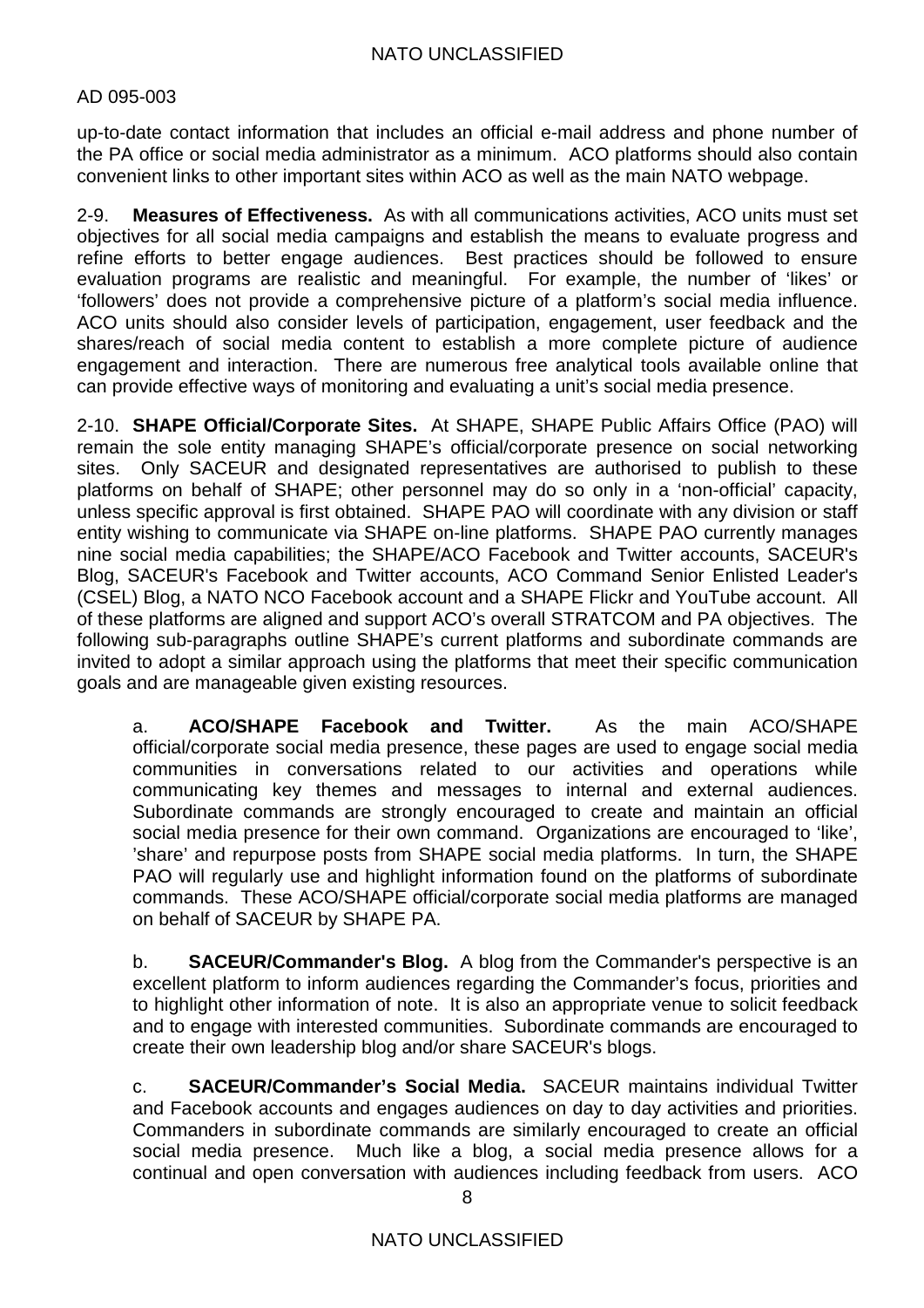up-to-date contact information that includes an official e-mail address and phone number of the PA office or social media administrator as a minimum. ACO platforms should also contain convenient links to other important sites within ACO as well as the main NATO webpage.

2-9. **Measures of Effectiveness.** As with all communications activities, ACO units must set objectives for all social media campaigns and establish the means to evaluate progress and refine efforts to better engage audiences. Best practices should be followed to ensure evaluation programs are realistic and meaningful. For example, the number of 'likes' or 'followers' does not provide a comprehensive picture of a platform's social media influence. ACO units should also consider levels of participation, engagement, user feedback and the shares/reach of social media content to establish a more complete picture of audience engagement and interaction. There are numerous free analytical tools available online that can provide effective ways of monitoring and evaluating a unit's social media presence.

2-10. **SHAPE Official/Corporate Sites.** At SHAPE, SHAPE Public Affairs Office (PAO) will remain the sole entity managing SHAPE's official/corporate presence on social networking sites. Only SACEUR and designated representatives are authorised to publish to these platforms on behalf of SHAPE; other personnel may do so only in a 'non-official' capacity, unless specific approval is first obtained. SHAPE PAO will coordinate with any division or staff entity wishing to communicate via SHAPE on-line platforms. SHAPE PAO currently manages nine social media capabilities; the SHAPE/ACO Facebook and Twitter accounts, SACEUR's Blog, SACEUR's Facebook and Twitter accounts, ACO Command Senior Enlisted Leader's (CSEL) Blog, a NATO NCO Facebook account and a SHAPE Flickr and YouTube account. All of these platforms are aligned and support ACO's overall STRATCOM and PA objectives. The following sub-paragraphs outline SHAPE's current platforms and subordinate commands are invited to adopt a similar approach using the platforms that meet their specific communication goals and are manageable given existing resources.

a. **ACO/SHAPE Facebook and Twitter.** As the main ACO/SHAPE official/corporate social media presence, these pages are used to engage social media communities in conversations related to our activities and operations while communicating key themes and messages to internal and external audiences. Subordinate commands are strongly encouraged to create and maintain an official social media presence for their own command. Organizations are encouraged to 'like', 'share' and repurpose posts from SHAPE social media platforms. In turn, the SHAPE PAO will regularly use and highlight information found on the platforms of subordinate commands. These ACO/SHAPE official/corporate social media platforms are managed on behalf of SACEUR by SHAPE PA.

b. **SACEUR/Commander's Blog.** A blog from the Commander's perspective is an excellent platform to inform audiences regarding the Commander's focus, priorities and to highlight other information of note. It is also an appropriate venue to solicit feedback and to engage with interested communities. Subordinate commands are encouraged to create their own leadership blog and/or share SACEUR's blogs.

c. **SACEUR/Commander's Social Media.** SACEUR maintains individual Twitter and Facebook accounts and engages audiences on day to day activities and priorities. Commanders in subordinate commands are similarly encouraged to create an official social media presence. Much like a blog, a social media presence allows for a continual and open conversation with audiences including feedback from users. ACO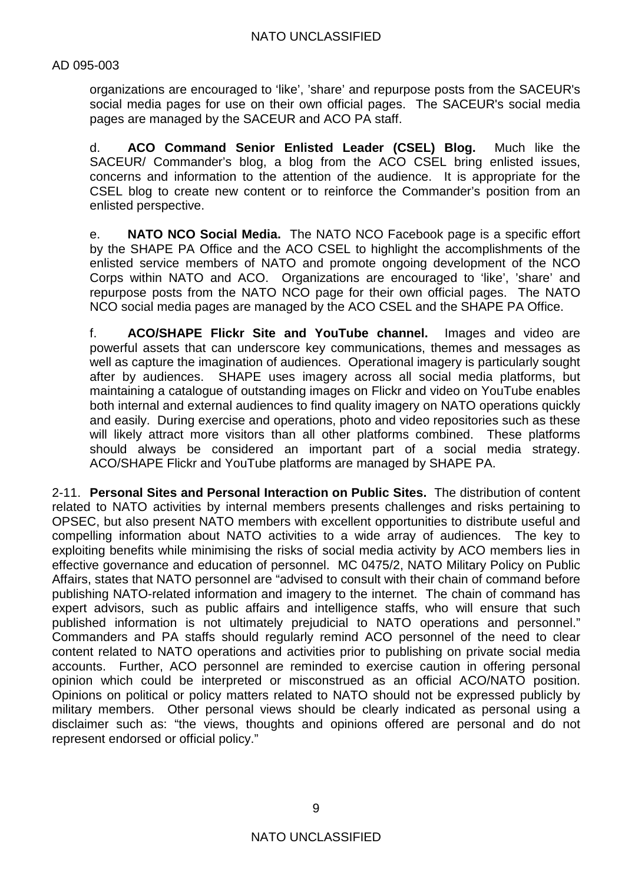organizations are encouraged to ‘like’, ’share’ and repurpose posts from the SACEUR's social media pages for use on their own official pages. The SACEUR's social media pages are managed by the SACEUR and ACO PA staff.

d. **ACO Command Senior Enlisted Leader (CSEL) Blog.** Much like the SACEUR/ Commander’s blog, a blog from the ACO CSEL bring enlisted issues, concerns and information to the attention of the audience. It is appropriate for the CSEL blog to create new content or to reinforce the Commander’s position from an enlisted perspective.

e. **NATO NCO Social Media.** The NATO NCO Facebook page is a specific effort by the SHAPE PA Office and the ACO CSEL to highlight the accomplishments of the enlisted service members of NATO and promote ongoing development of the NCO Corps within NATO and ACO. Organizations are encouraged to ‘like’, ’share’ and repurpose posts from the NATO NCO page for their own official pages. The NATO NCO social media pages are managed by the ACO CSEL and the SHAPE PA Office.

f. **ACO/SHAPE Flickr Site and YouTube channel.** Images and video are powerful assets that can underscore key communications, themes and messages as well as capture the imagination of audiences. Operational imagery is particularly sought after by audiences. SHAPE uses imagery across all social media platforms, but maintaining a catalogue of outstanding images on Flickr and video on YouTube enables both internal and external audiences to find quality imagery on NATO operations quickly and easily. During exercise and operations, photo and video repositories such as these will likely attract more visitors than all other platforms combined. These platforms should always be considered an important part of a social media strategy. ACO/SHAPE Flickr and YouTube platforms are managed by SHAPE PA.

2-11. **Personal Sites and Personal Interaction on Public Sites.** The distribution of content related to NATO activities by internal members presents challenges and risks pertaining to OPSEC, but also present NATO members with excellent opportunities to distribute useful and compelling information about NATO activities to a wide array of audiences. The key to exploiting benefits while minimising the risks of social media activity by ACO members lies in effective governance and education of personnel. MC 0475/2, NATO Military Policy on Public Affairs, states that NATO personnel are “advised to consult with their chain of command before publishing NATO-related information and imagery to the internet. The chain of command has expert advisors, such as public affairs and intelligence staffs, who will ensure that such published information is not ultimately prejudicial to NATO operations and personnel.” Commanders and PA staffs should regularly remind ACO personnel of the need to clear content related to NATO operations and activities prior to publishing on private social media accounts. Further, ACO personnel are reminded to exercise caution in offering personal opinion which could be interpreted or misconstrued as an official ACO/NATO position. Opinions on political or policy matters related to NATO should not be expressed publicly by military members. Other personal views should be clearly indicated as personal using a disclaimer such as: “the views, thoughts and opinions offered are personal and do not represent endorsed or official policy.”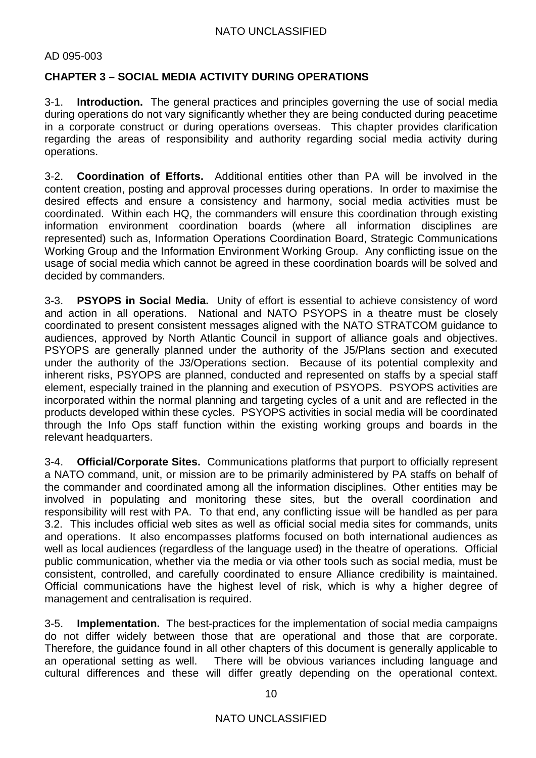## CHAPTER 3 – SOCIAL MEDIA ACTIVITY DURING OPERATIONS

3-1. **Introduction.** The general practices and principles governing the use of social media during operations do not vary significantly whether they are being conducted during peacetime in a corporate construct or during operations overseas. This chapter provides clarification regarding the areas of responsibility and authority regarding social media activity during operations.

3-2. **Coordination of Efforts.** Additional entities other than PA will be involved in the content creation, posting and approval processes during operations. In order to maximise the desired effects and ensure a consistency and harmony, social media activities must be coordinated. Within each HQ, the commanders will ensure this coordination through existing information environment coordination boards (where all information disciplines are represented) such as, Information Operations Coordination Board, Strategic Communications Working Group and the Information Environment Working Group. Any conflicting issue on the usage of social media which cannot be agreed in these coordination boards will be solved and decided by commanders.

3-3. **PSYOPS in Social Media.** Unity of effort is essential to achieve consistency of word and action in all operations. National and NATO PSYOPS in a theatre must be closely coordinated to present consistent messages aligned with the NATO STRATCOM guidance to audiences, approved by North Atlantic Council in support of alliance goals and objectives. PSYOPS are generally planned under the authority of the J5/Plans section and executed under the authority of the J3/Operations section. Because of its potential complexity and inherent risks, PSYOPS are planned, conducted and represented on staffs by a special staff element, especially trained in the planning and execution of PSYOPS. PSYOPS activities are incorporated within the normal planning and targeting cycles of a unit and are reflected in the products developed within these cycles. PSYOPS activities in social media will be coordinated through the Info Ops staff function within the existing working groups and boards in the relevant headquarters.

3-4. **Official/Corporate Sites.** Communications platforms that purport to officially represent a NATO command, unit, or mission are to be primarily administered by PA staffs on behalf of the commander and coordinated among all the information disciplines. Other entities may be involved in populating and monitoring these sites, but the overall coordination and responsibility will rest with PA. To that end, any conflicting issue will be handled as per para 3.2. This includes official web sites as well as official social media sites for commands, units and operations. It also encompasses platforms focused on both international audiences as well as local audiences (regardless of the language used) in the theatre of operations. Official public communication, whether via the media or via other tools such as social media, must be consistent, controlled, and carefully coordinated to ensure Alliance credibility is maintained. Official communications have the highest level of risk, which is why a higher degree of management and centralisation is required.

3-5. **Implementation.** The best-practices for the implementation of social media campaigns do not differ widely between those that are operational and those that are corporate. Therefore, the guidance found in all other chapters of this document is generally applicable to an operational setting as well. There will be obvious variances including language and cultural differences and these will differ greatly depending on the operational context.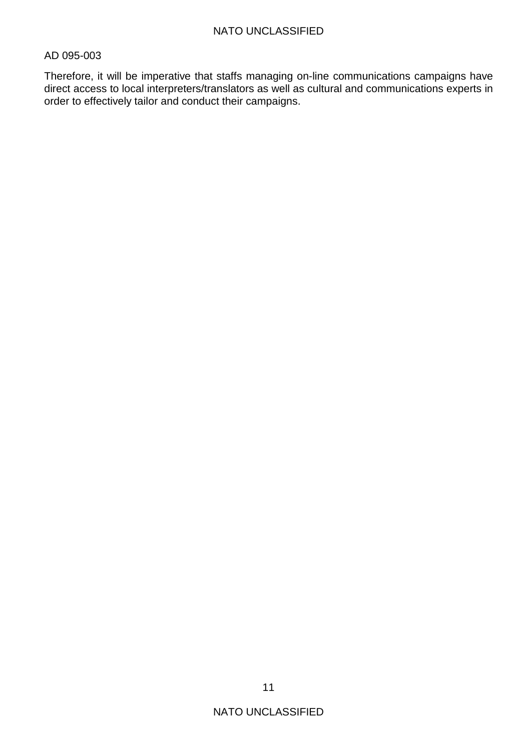Therefore, it will be imperative that staffs managing on-line communications campaigns have direct access to local interpreters/translators as well as cultural and communications experts in order to effectively tailor and conduct their campaigns.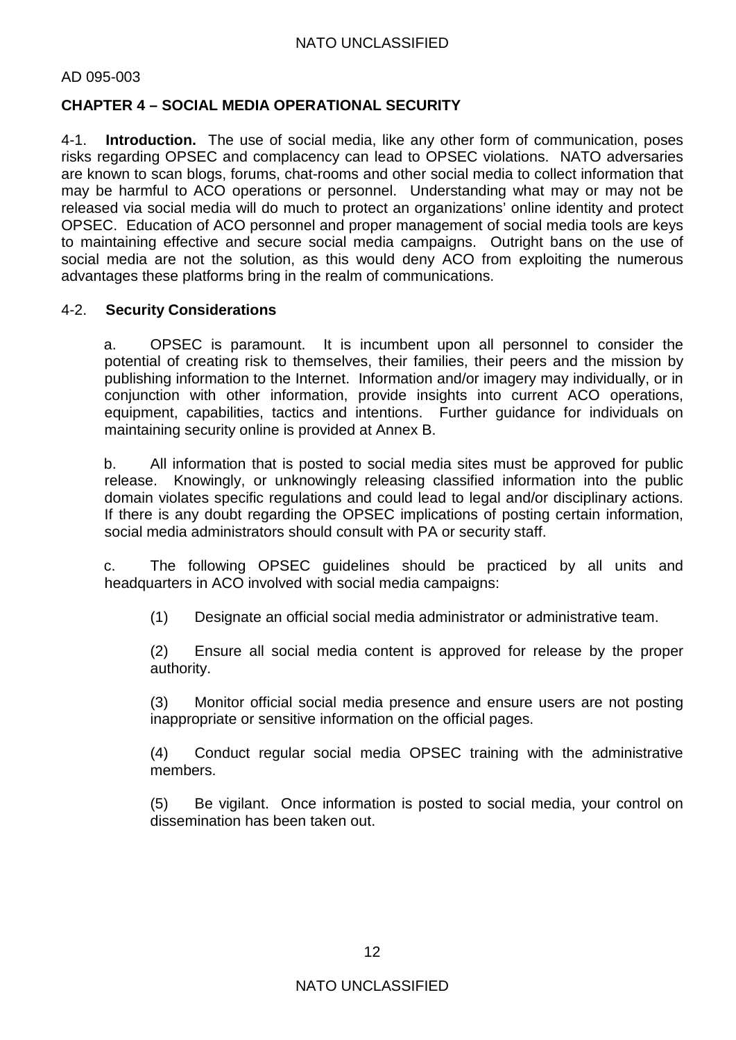## CHAPTER 4 – SOCIAL MEDIA OPERATIONAL SECURITY

4-1. **Introduction.** The use of social media, like any other form of communication, poses risks regarding OPSEC and complacency can lead to OPSEC violations. NATO adversaries are known to scan blogs, forums, chat-rooms and other social media to collect information that may be harmful to ACO operations or personnel. Understanding what may or may not be released via social media will do much to protect an organizations' online identity and protect OPSEC. Education of ACO personnel and proper management of social media tools are keys to maintaining effective and secure social media campaigns. Outright bans on the use of social media are not the solution, as this would deny ACO from exploiting the numerous advantages these platforms bring in the realm of communications.

4-2. **Security Considerations**

a. OPSEC is paramount. It is incumbent upon all personnel to consider the potential of creating risk to themselves, their families, their peers and the mission by publishing information to the Internet. Information and/or imagery may individually, or in conjunction with other information, provide insights into current ACO operations, equipment, capabilities, tactics and intentions. Further guidance for individuals on maintaining security online is provided at Annex B.

b. All information that is posted to social media sites must be approved for public release. Knowingly, or unknowingly releasing classified information into the public domain violates specific regulations and could lead to legal and/or disciplinary actions. If there is any doubt regarding the OPSEC implications of posting certain information, social media administrators should consult with PA or security staff.

c. The following OPSEC guidelines should be practiced by all units and headquarters in ACO involved with social media campaigns:

(1) Designate an official social media administrator or administrative team.

(2) Ensure all social media content is approved for release by the proper authority.

(3) Monitor official social media presence and ensure users are not posting inappropriate or sensitive information on the official pages.

(4) Conduct regular social media OPSEC training with the administrative members.

(5) Be vigilant. Once information is posted to social media, your control on dissemination has been taken out.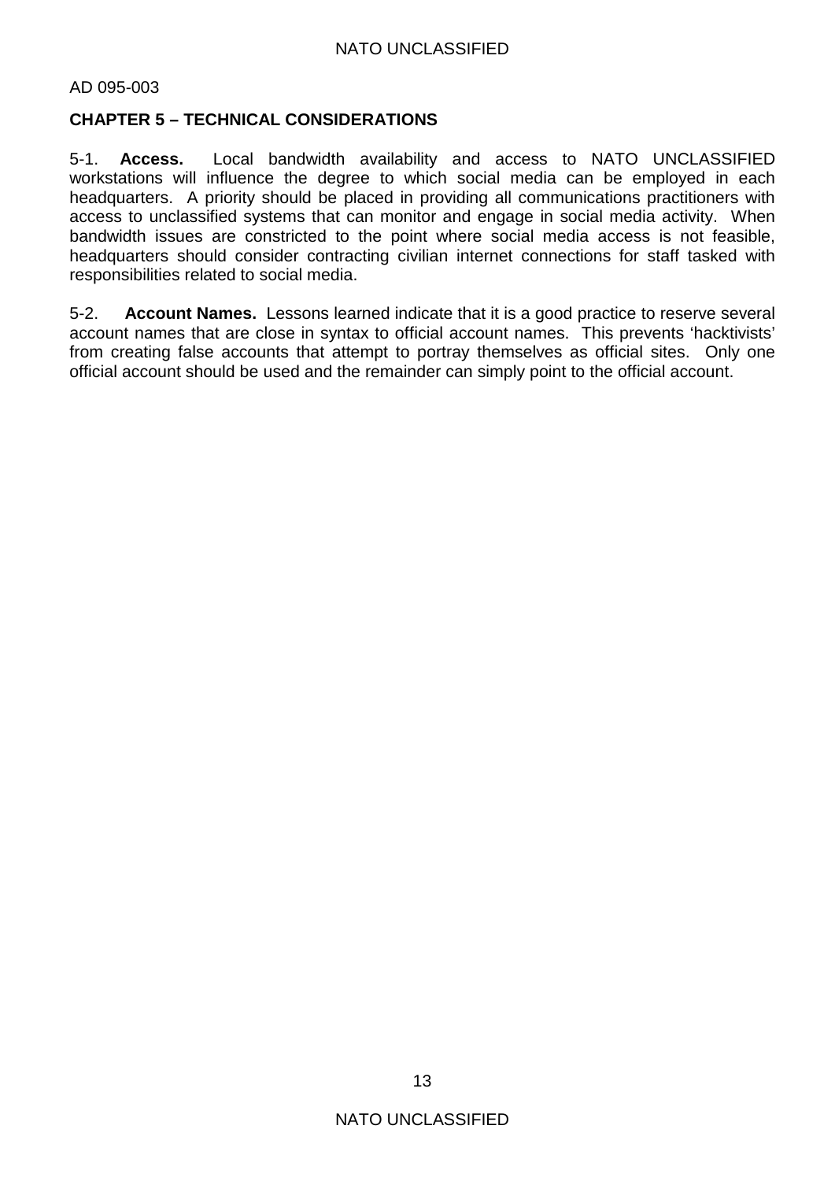## CHAPTER 5 – TECHNICAL CONSIDERATIONS

5-1. **Access.** Local bandwidth availability and access to NATO UNCLASSIFIED workstations will influence the degree to which social media can be employed in each headquarters. A priority should be placed in providing all communications practitioners with access to unclassified systems that can monitor and engage in social media activity. When bandwidth issues are constricted to the point where social media access is not feasible, headquarters should consider contracting civilian internet connections for staff tasked with responsibilities related to social media.

5-2. **Account Names.** Lessons learned indicate that it is a good practice to reserve several account names that are close in syntax to official account names. This prevents 'hacktivists' from creating false accounts that attempt to portray themselves as official sites. Only one official account should be used and the remainder can simply point to the official account.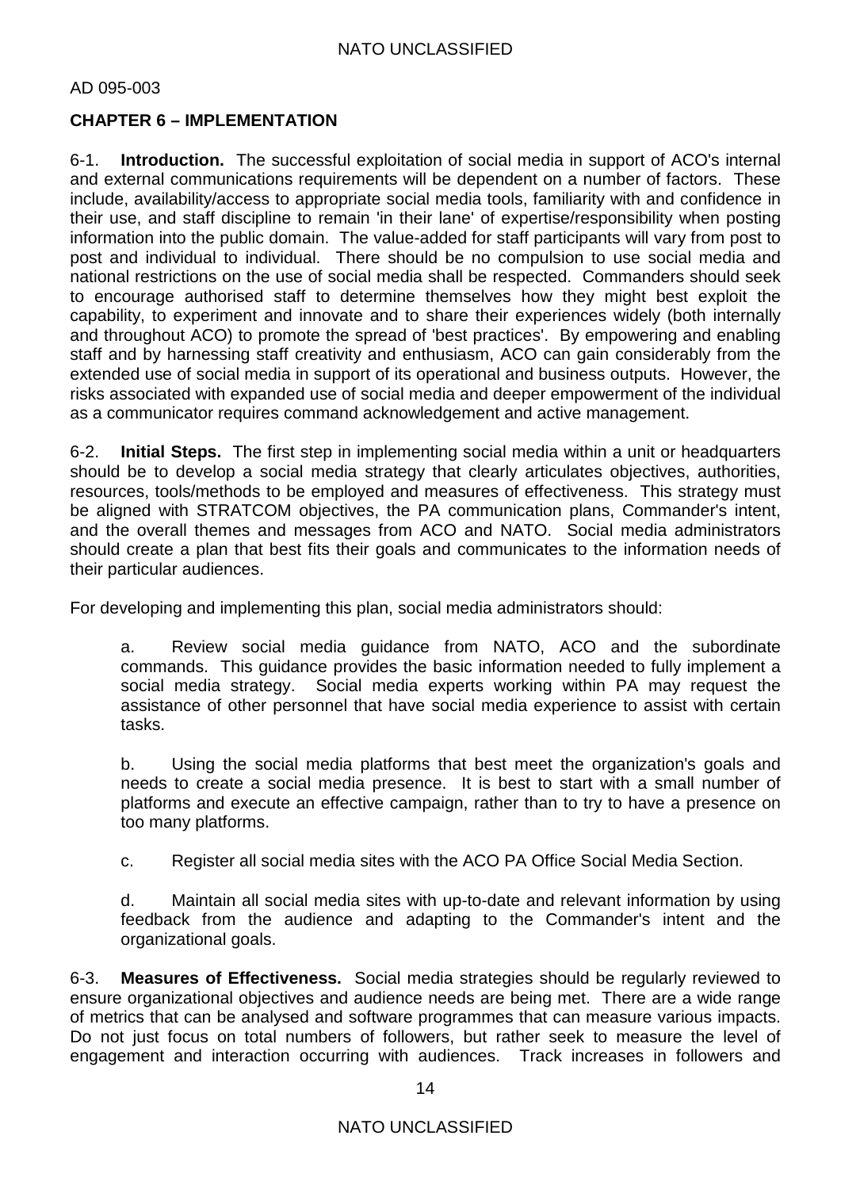## CHAPTER 6 – IMPLEMENTATION

6-1. **Introduction.** The successful exploitation of social media in support of ACO's internal and external communications requirements will be dependent on a number of factors. These include, availability/access to appropriate social media tools, familiarity with and confidence in their use, and staff discipline to remain 'in their lane' of expertise/responsibility when posting information into the public domain. The value-added for staff participants will vary from post to post and individual to individual. There should be no compulsion to use social media and national restrictions on the use of social media shall be respected. Commanders should seek to encourage authorised staff to determine themselves how they might best exploit the capability, to experiment and innovate and to share their experiences widely (both internally and throughout ACO) to promote the spread of 'best practices'. By empowering and enabling staff and by harnessing staff creativity and enthusiasm, ACO can gain considerably from the extended use of social media in support of its operational and business outputs. However, the risks associated with expanded use of social media and deeper empowerment of the individual as a communicator requires command acknowledgement and active management.

6-2. **Initial Steps.** The first step in implementing social media within a unit or headquarters should be to develop a social media strategy that clearly articulates objectives, authorities, resources, tools/methods to be employed and measures of effectiveness. This strategy must be aligned with STRATCOM objectives, the PA communication plans, Commander's intent, and the overall themes and messages from ACO and NATO. Social media administrators should create a plan that best fits their goals and communicates to the information needs of their particular audiences.

For developing and implementing this plan, social media administrators should:

a. Review social media guidance from NATO, ACO and the subordinate commands. This guidance provides the basic information needed to fully implement a social media strategy. Social media experts working within PA may request the assistance of other personnel that have social media experience to assist with certain tasks.

b. Using the social media platforms that best meet the organization's goals and needs to create a social media presence. It is best to start with a small number of platforms and execute an effective campaign, rather than to try to have a presence on too many platforms.

c. Register all social media sites with the ACO PA Office Social Media Section.

d. Maintain all social media sites with up-to-date and relevant information by using feedback from the audience and adapting to the Commander's intent and the organizational goals.

6-3. **Measures of Effectiveness.** Social media strategies should be regularly reviewed to ensure organizational objectives and audience needs are being met. There are a wide range of metrics that can be analysed and software programmes that can measure various impacts. Do not just focus on total numbers of followers, but rather seek to measure the level of engagement and interaction occurring with audiences. Track increases in followers and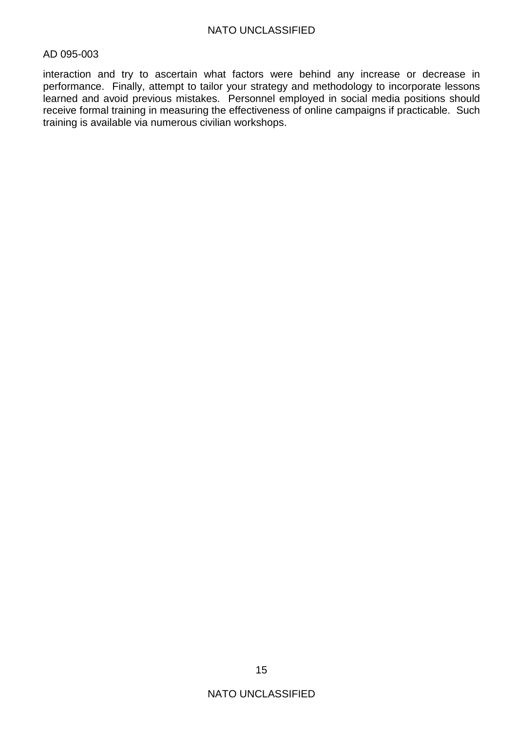interaction and try to ascertain what factors were behind any increase or decrease in performance. Finally, attempt to tailor your strategy and methodology to incorporate lessons learned and avoid previous mistakes. Personnel employed in social media positions should receive formal training in measuring the effectiveness of online campaigns if practicable. Such training is available via numerous civilian workshops.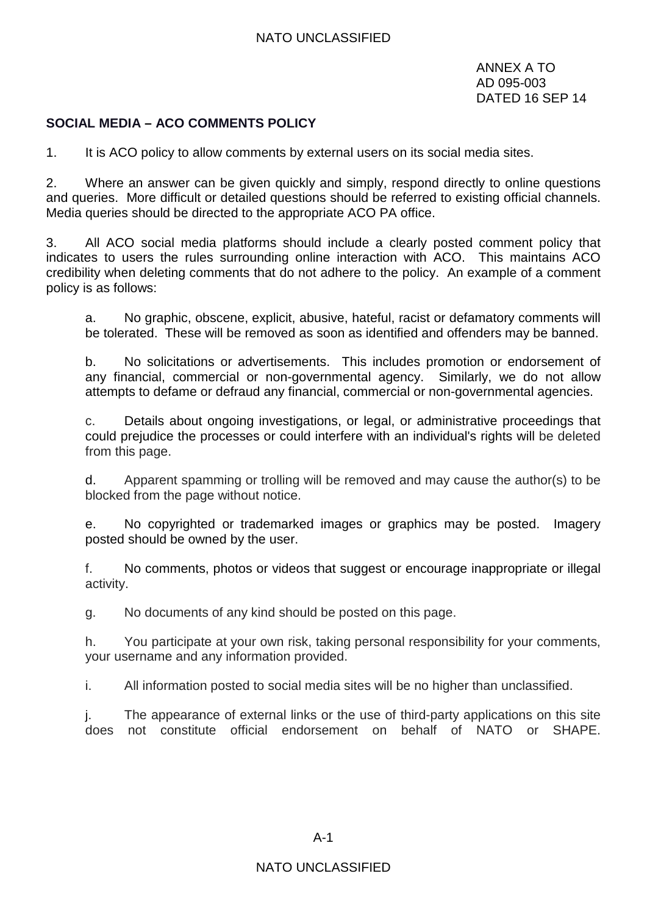ANNEX A TO
AD 095-003
DATED 16 SEP 14

**SOCIAL MEDIA – ACO COMMENTS POLICY**

1. It is ACO policy to allow comments by external users on its social media sites.

2. Where an answer can be given quickly and simply, respond directly to online questions and queries. More difficult or detailed questions should be referred to existing official channels. Media queries should be directed to the appropriate ACO PA office.

3. All ACO social media platforms should include a clearly posted comment policy that indicates to users the rules surrounding online interaction with ACO. This maintains ACO credibility when deleting comments that do not adhere to the policy. An example of a comment policy is as follows:

    a. No graphic, obscene, explicit, abusive, hateful, racist or defamatory comments will be tolerated. These will be removed as soon as identified and offenders may be banned.

    b. No solicitations or advertisements. This includes promotion or endorsement of any financial, commercial or non-governmental agency. Similarly, we do not allow attempts to defame or defraud any financial, commercial or non-governmental agencies.

    c. Details about ongoing investigations, or legal, or administrative proceedings that could prejudice the processes or could interfere with an individual's rights will be deleted from this page.

    d. Apparent spamming or trolling will be removed and may cause the author(s) to be blocked from the page without notice.

    e. No copyrighted or trademarked images or graphics may be posted. Imagery posted should be owned by the user.

    f. No comments, photos or videos that suggest or encourage inappropriate or illegal activity.

    g. No documents of any kind should be posted on this page.

    h. You participate at your own risk, taking personal responsibility for your comments, your username and any information provided.

    i. All information posted to social media sites will be no higher than unclassified.

    j. The appearance of external links or the use of third-party applications on this site does not constitute official endorsement on behalf of NATO or SHAPE.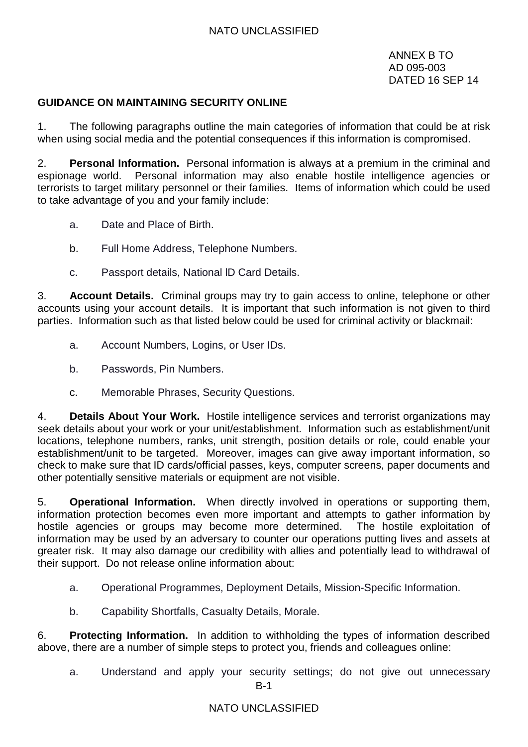ANNEX B TO
AD 095-003
DATED 16 SEP 14

**GUIDANCE ON MAINTAINING SECURITY ONLINE**

1. The following paragraphs outline the main categories of information that could be at risk when using social media and the potential consequences if this information is compromised.

2. **Personal Information.** Personal information is always at a premium in the criminal and espionage world. Personal information may also enable hostile intelligence agencies or terrorists to target military personnel or their families. Items of information which could be used to take advantage of you and your family include:

   a. Date and Place of Birth.

   b. Full Home Address, Telephone Numbers.

   c. Passport details, National lD Card Details.

3. **Account Details.** Criminal groups may try to gain access to online, telephone or other accounts using your account details. It is important that such information is not given to third parties. Information such as that listed below could be used for criminal activity or blackmail:

   a. Account Numbers, Logins, or User IDs.

   b. Passwords, Pin Numbers.

   c. Memorable Phrases, Security Questions.

4. **Details About Your Work.** Hostile intelligence services and terrorist organizations may seek details about your work or your unit/establishment. Information such as establishment/unit locations, telephone numbers, ranks, unit strength, position details or role, could enable your establishment/unit to be targeted. Moreover, images can give away important information, so check to make sure that ID cards/official passes, keys, computer screens, paper documents and other potentially sensitive materials or equipment are not visible.

5. **Operational Information.** When directly involved in operations or supporting them, information protection becomes even more important and attempts to gather information by hostile agencies or groups may become more determined. The hostile exploitation of information may be used by an adversary to counter our operations putting lives and assets at greater risk. It may also damage our credibility with allies and potentially lead to withdrawal of their support. Do not release online information about:

   a. Operational Programmes, Deployment Details, Mission-Specific Information.

   b. Capability Shortfalls, Casualty Details, Morale.

6. **Protecting Information.** In addition to withholding the types of information described above, there are a number of simple steps to protect you, friends and colleagues online:

   a. Understand and apply your security settings; do not give out unnecessary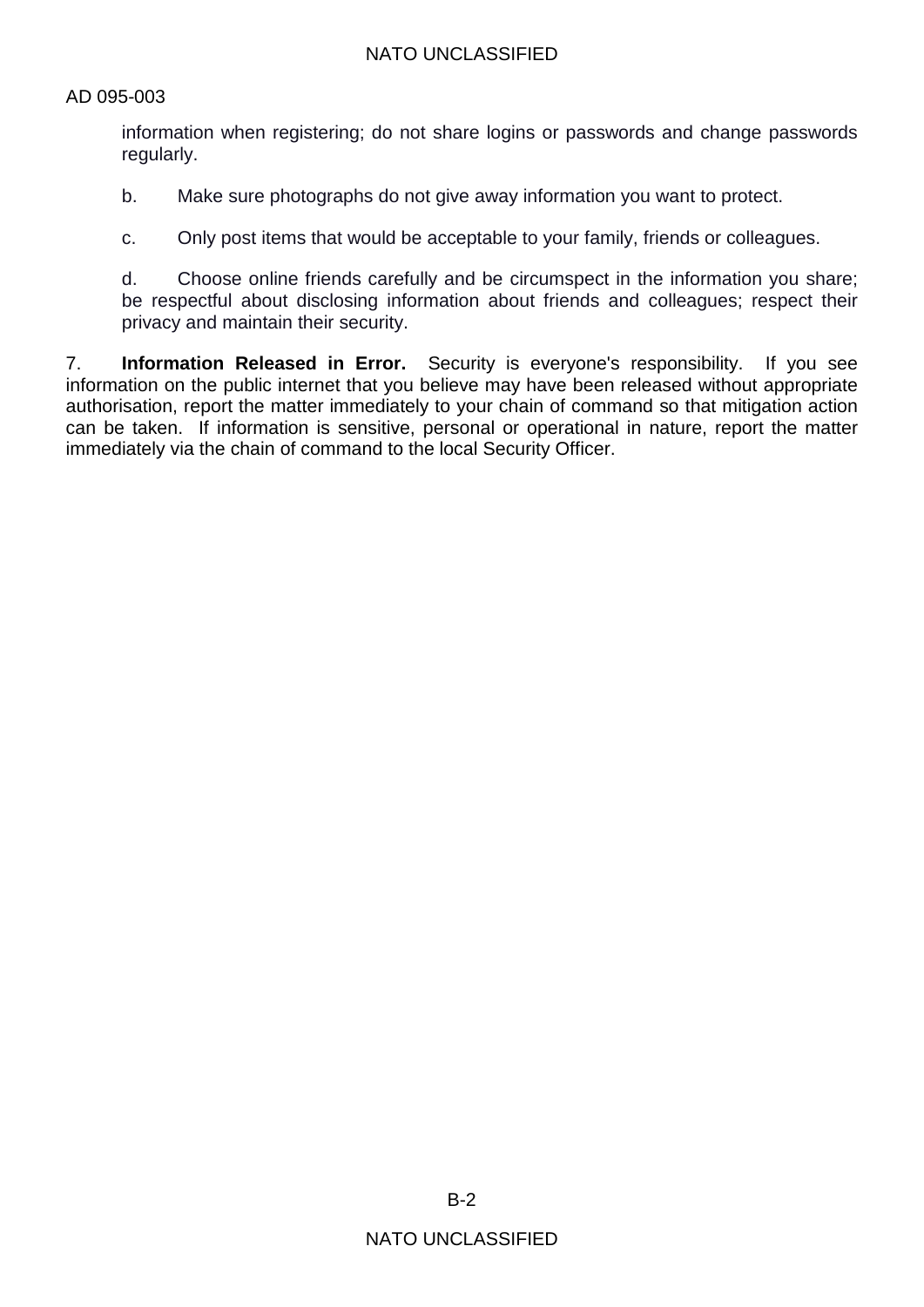information when registering; do not share logins or passwords and change passwords regularly.

b. Make sure photographs do not give away information you want to protect.

c. Only post items that would be acceptable to your family, friends or colleagues.

d. Choose online friends carefully and be circumspect in the information you share; be respectful about disclosing information about friends and colleagues; respect their privacy and maintain their security.

7. **Information Released in Error.** Security is everyone's responsibility. If you see information on the public internet that you believe may have been released without appropriate authorisation, report the matter immediately to your chain of command so that mitigation action can be taken. If information is sensitive, personal or operational in nature, report the matter immediately via the chain of command to the local Security Officer.